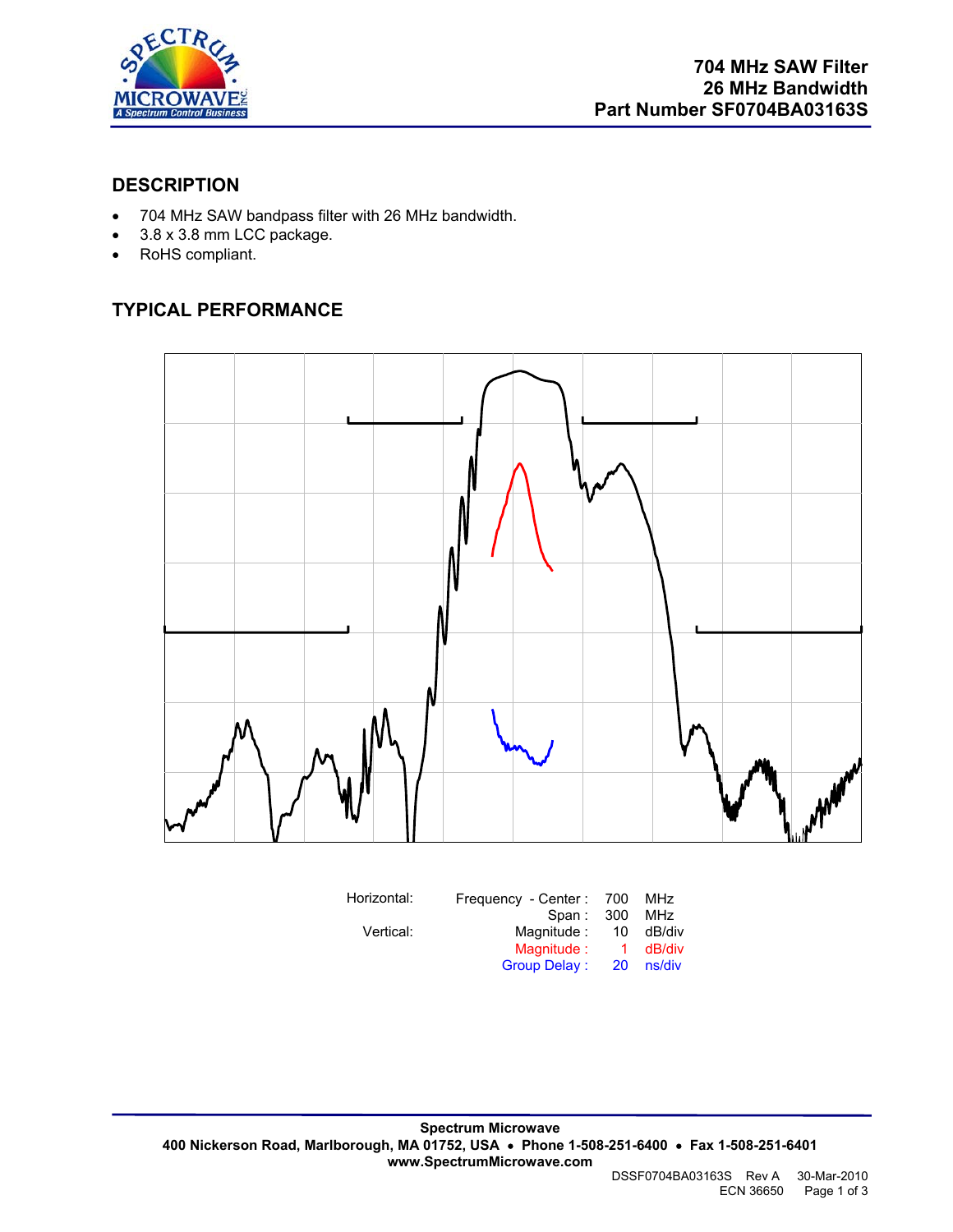# 704 MHz SAW Filter
# 26 MHz Bandwidth
# Part Number SF0704BA03163S

## DESCRIPTION

- 704 MHz SAW bandpass filter with 26 MHz bandwidth.
- 3.8 x 3.8 mm LCC package.
- RoHS compliant.

## TYPICAL PERFORMANCE

| Horizontal: | Frequency - Center : | 700 | MHz |
|---|---|---|---|
| | Span : | 300 | MHz |
| Vertical: | Magnitude : | 10 | dB/div |
| | Magnitude : | 1 | dB/div |
| | Group Delay : | 20 | ns/div |

**Spectrum Microwave**
**400 Nickerson Road, Marlborough, MA 01752, USA • Phone 1-508-251-6400 • Fax 1-508-251-6401**
**www.SpectrumMicrowave.com**

DSSF0704BA03163S Rev A 30-Mar-2010
ECN 36650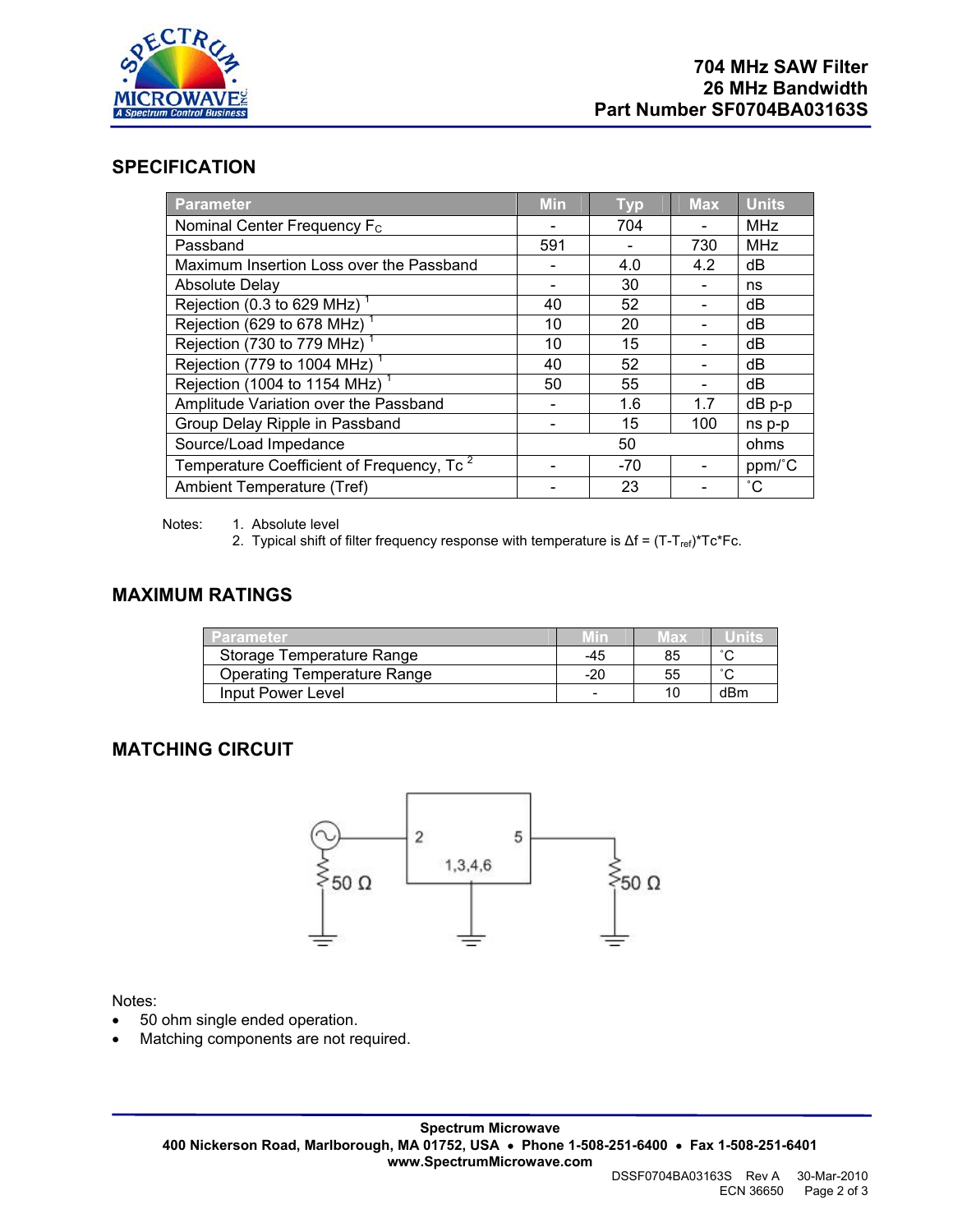704 MHz SAW Filter
26 MHz Bandwidth
Part Number SF0704BA03163S

## SPECIFICATION

| Parameter | Min | Typ | Max | Units |
|---|---|---|---|---|
| Nominal Center Frequency $F_C$ | - | 704 | - | MHz |
| Passband | 591 | - | 730 | MHz |
| Maximum Insertion Loss over the Passband | - | 4.0 | 4.2 | dB |
| Absolute Delay | - | 30 | - | ns |
| Rejection (0.3 to 629 MHz) [1] | 40 | 52 | - | dB |
| Rejection (629 to 678 MHz) [1] | 10 | 20 | - | dB |
| Rejection (730 to 779 MHz) [1] | 10 | 15 | - | dB |
| Rejection (779 to 1004 MHz) [1] | 40 | 52 | - | dB |
| Rejection (1004 to 1154 MHz) [1] | 50 | 55 | - | dB |
| Amplitude Variation over the Passband | - | 1.6 | 1.7 | dB p-p |
| Group Delay Ripple in Passband | - | 15 | 100 | ns p-p |
| Source/Load Impedance | | 50 | | ohms |
| Temperature Coefficient of Frequency, Tc [2] | - | -70 | - | ppm/˚C |
| Ambient Temperature (Tref) | - | 23 | - | ˚C |

Notes:
1. Absolute level
2. Typical shift of filter frequency response with temperature is $\Delta f = (T-T_{ref})*Tc*Fc$.

## MAXIMUM RATINGS

| Parameter | Min | Max | Units |
|---|---|---|---|
| Storage Temperature Range | -45 | 85 | ˚C |
| Operating Temperature Range | -20 | 55 | ˚C |
| Input Power Level | - | 10 | dBm |

## MATCHING CIRCUIT

50 Ω — 2 — 1,3,4,6 — 5 — 50 Ω

Notes:
- 50 ohm single ended operation.
- Matching components are not required.

**Spectrum Microwave**
**400 Nickerson Road, Marlborough, MA 01752, USA • Phone 1-508-251-6400 • Fax 1-508-251-6401**
**www.SpectrumMicrowave.com**

DSSF0704BA03163S Rev A 30-Mar-2010
ECN 36650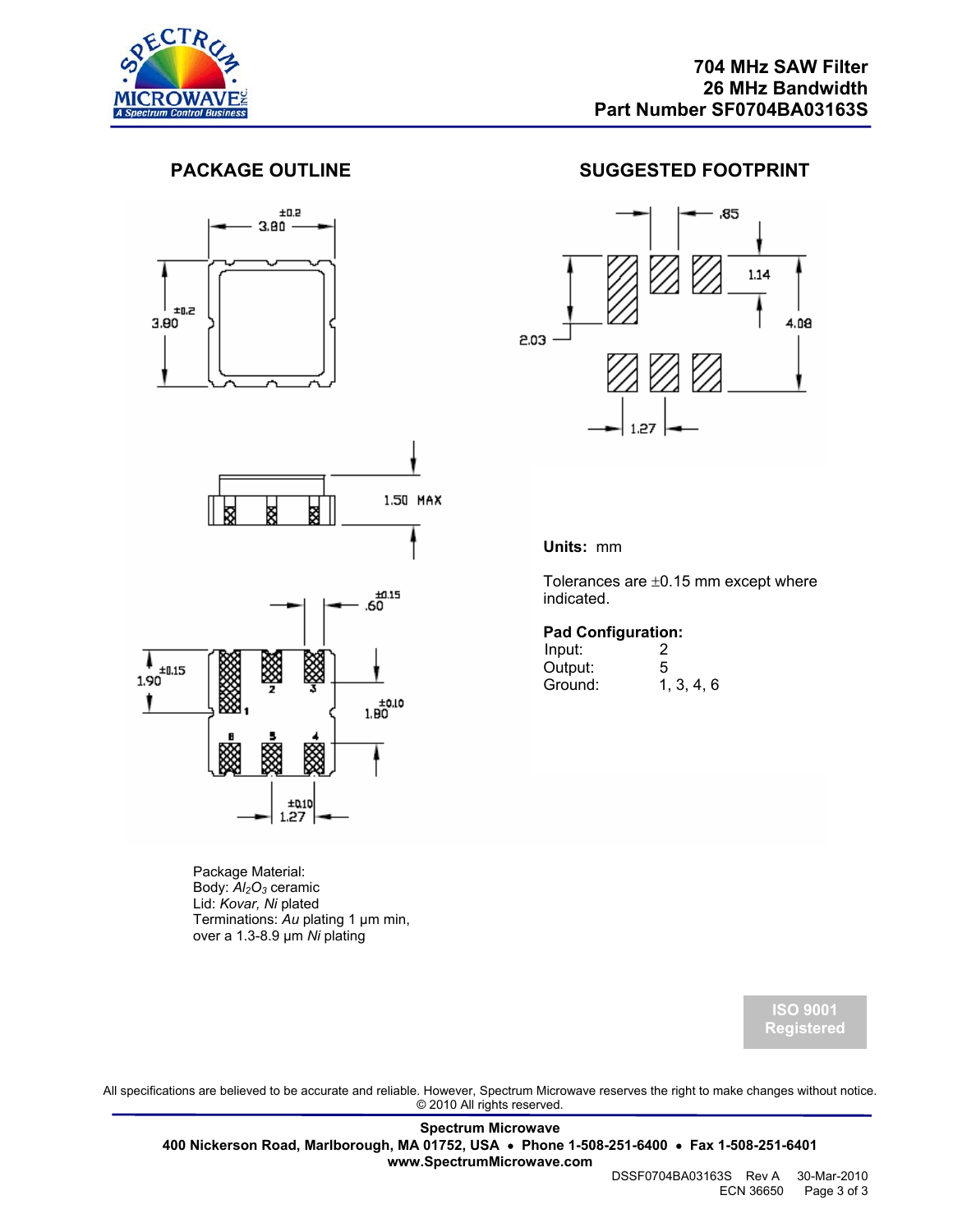**704 MHz SAW Filter**
**26 MHz Bandwidth**
**Part Number SF0704BA03163S**

## PACKAGE OUTLINE

±0.2
3.80

±0.2
3.80

1.50 MAX

±0.15
.60

±0.15
1.90

±0.10
1.80

±0.10
1.27

1 2 3
6 5 4

## SUGGESTED FOOTPRINT

.85

1.14

4.08

2.03

1.27

**Units:** mm

Tolerances are ±0.15 mm except where indicated.

**Pad Configuration:**

| | |
|---|---|
| Input: | 2 |
| Output: | 5 |
| Ground: | 1, 3, 4, 6 |

Package Material:
Body: *$Al_2O_3$* ceramic
Lid: *Kovar, Ni* plated
Terminations: *Au* plating 1 µm min, over a 1.3-8.9 µm *Ni* plating

ISO 9001 Registered

All specifications are believed to be accurate and reliable. However, Spectrum Microwave reserves the right to make changes without notice.
© 2010 All rights reserved.

**Spectrum Microwave**
**400 Nickerson Road, Marlborough, MA 01752, USA • Phone 1-508-251-6400 • Fax 1-508-251-6401**
**www.SpectrumMicrowave.com**

DSSF0704BA03163S Rev A 30-Mar-2010
ECN 36650